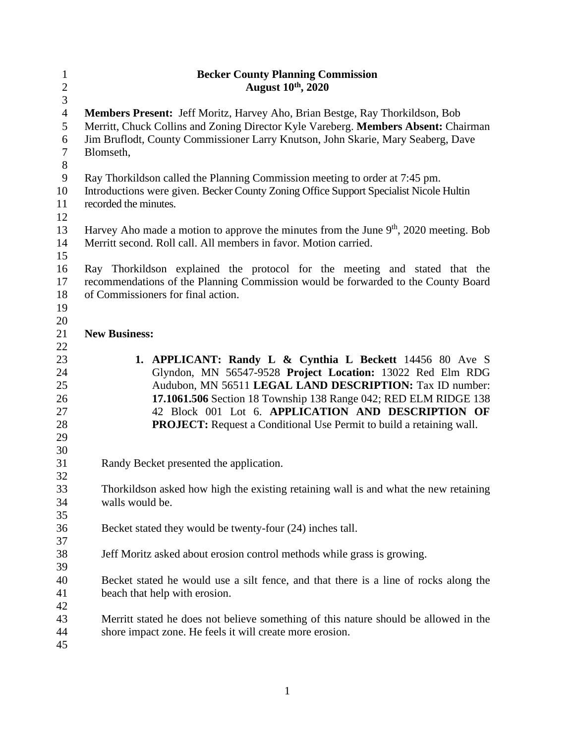# Becker County Planning Commission
## August 10th, 2020

**Members Present:** Jeff Moritz, Harvey Aho, Brian Bestge, Ray Thorkildson, Bob Merritt, Chuck Collins and Zoning Director Kyle Vareberg. **Members Absent:** Chairman Jim Bruflodt, County Commissioner Larry Knutson, John Skarie, Mary Seaberg, Dave Blomseth,

Ray Thorkildson called the Planning Commission meeting to order at 7:45 pm. Introductions were given. Becker County Zoning Office Support Specialist Nicole Hultin recorded the minutes.

Harvey Aho made a motion to approve the minutes from the June 9th, 2020 meeting. Bob Merritt second. Roll call. All members in favor. Motion carried.

Ray Thorkildson explained the protocol for the meeting and stated that the recommendations of the Planning Commission would be forwarded to the County Board of Commissioners for final action.

**New Business:**

1. **APPLICANT: Randy L & Cynthia L Beckett** 14456 80 Ave S Glyndon, MN 56547-9528 **Project Location:** 13022 Red Elm RDG Audubon, MN 56511 **LEGAL LAND DESCRIPTION:** Tax ID number: **17.1061.506** Section 18 Township 138 Range 042; RED ELM RIDGE 138 42 Block 001 Lot 6. **APPLICATION AND DESCRIPTION OF PROJECT:** Request a Conditional Use Permit to build a retaining wall.

Randy Becket presented the application.

Thorkildson asked how high the existing retaining wall is and what the new retaining walls would be.

Becket stated they would be twenty-four (24) inches tall.

Jeff Moritz asked about erosion control methods while grass is growing.

Becket stated he would use a silt fence, and that there is a line of rocks along the beach that help with erosion.

Merritt stated he does not believe something of this nature should be allowed in the shore impact zone. He feels it will create more erosion.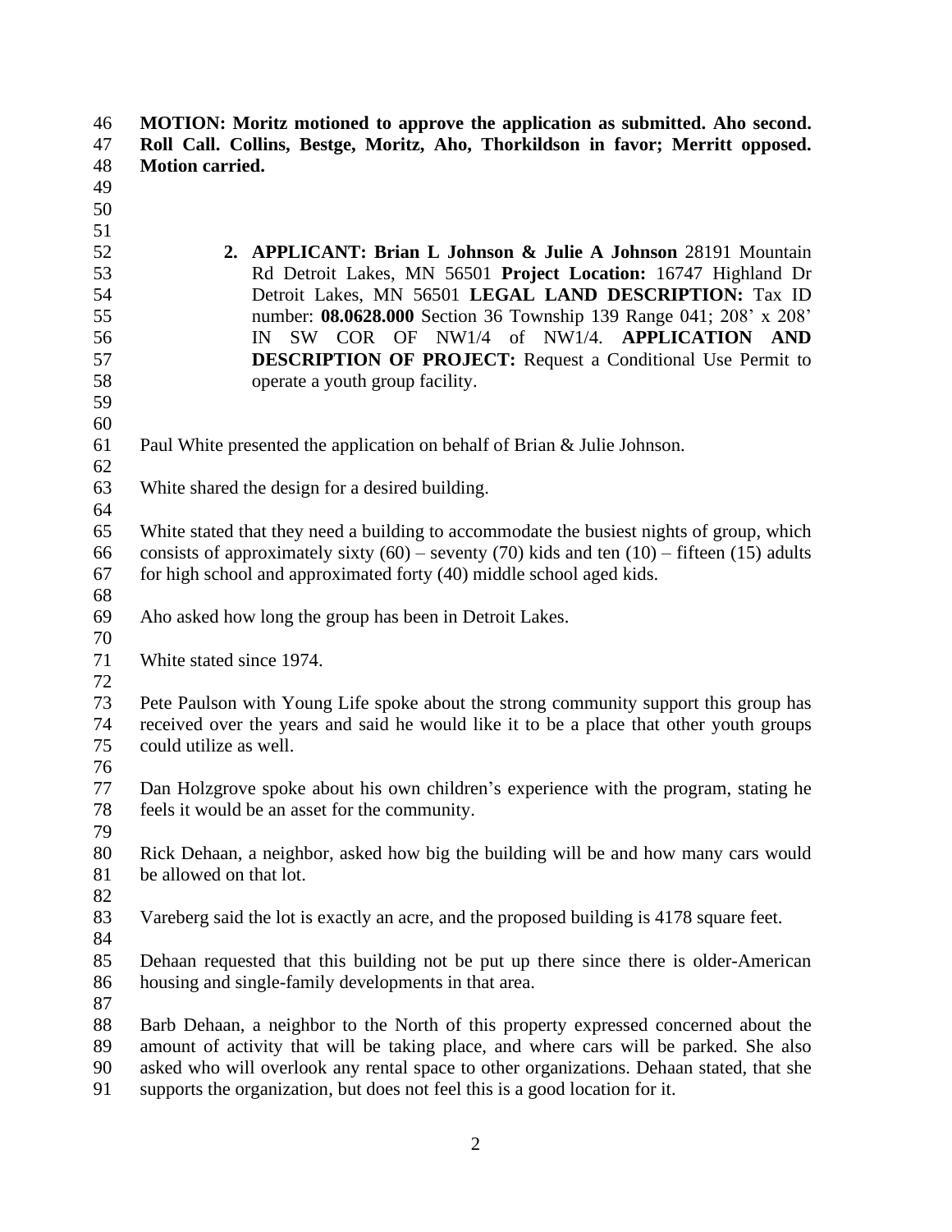**MOTION: Moritz motioned to approve the application as submitted. Aho second. Roll Call. Collins, Bestge, Moritz, Aho, Thorkildson in favor; Merritt opposed. Motion carried.**

2. **APPLICANT: Brian L Johnson & Julie A Johnson** 28191 Mountain Rd Detroit Lakes, MN 56501 **Project Location:** 16747 Highland Dr Detroit Lakes, MN 56501 **LEGAL LAND DESCRIPTION:** Tax ID number: **08.0628.000** Section 36 Township 139 Range 041; 208' x 208' IN SW COR OF NW1/4 of NW1/4. **APPLICATION AND DESCRIPTION OF PROJECT:** Request a Conditional Use Permit to operate a youth group facility.

Paul White presented the application on behalf of Brian & Julie Johnson.

White shared the design for a desired building.

White stated that they need a building to accommodate the busiest nights of group, which consists of approximately sixty (60) – seventy (70) kids and ten (10) – fifteen (15) adults for high school and approximated forty (40) middle school aged kids.

Aho asked how long the group has been in Detroit Lakes.

White stated since 1974.

Pete Paulson with Young Life spoke about the strong community support this group has received over the years and said he would like it to be a place that other youth groups could utilize as well.

Dan Holzgrove spoke about his own children's experience with the program, stating he feels it would be an asset for the community.

Rick Dehaan, a neighbor, asked how big the building will be and how many cars would be allowed on that lot.

Vareberg said the lot is exactly an acre, and the proposed building is 4178 square feet.

Dehaan requested that this building not be put up there since there is older-American housing and single-family developments in that area.

Barb Dehaan, a neighbor to the North of this property expressed concerned about the amount of activity that will be taking place, and where cars will be parked. She also asked who will overlook any rental space to other organizations. Dehaan stated, that she supports the organization, but does not feel this is a good location for it.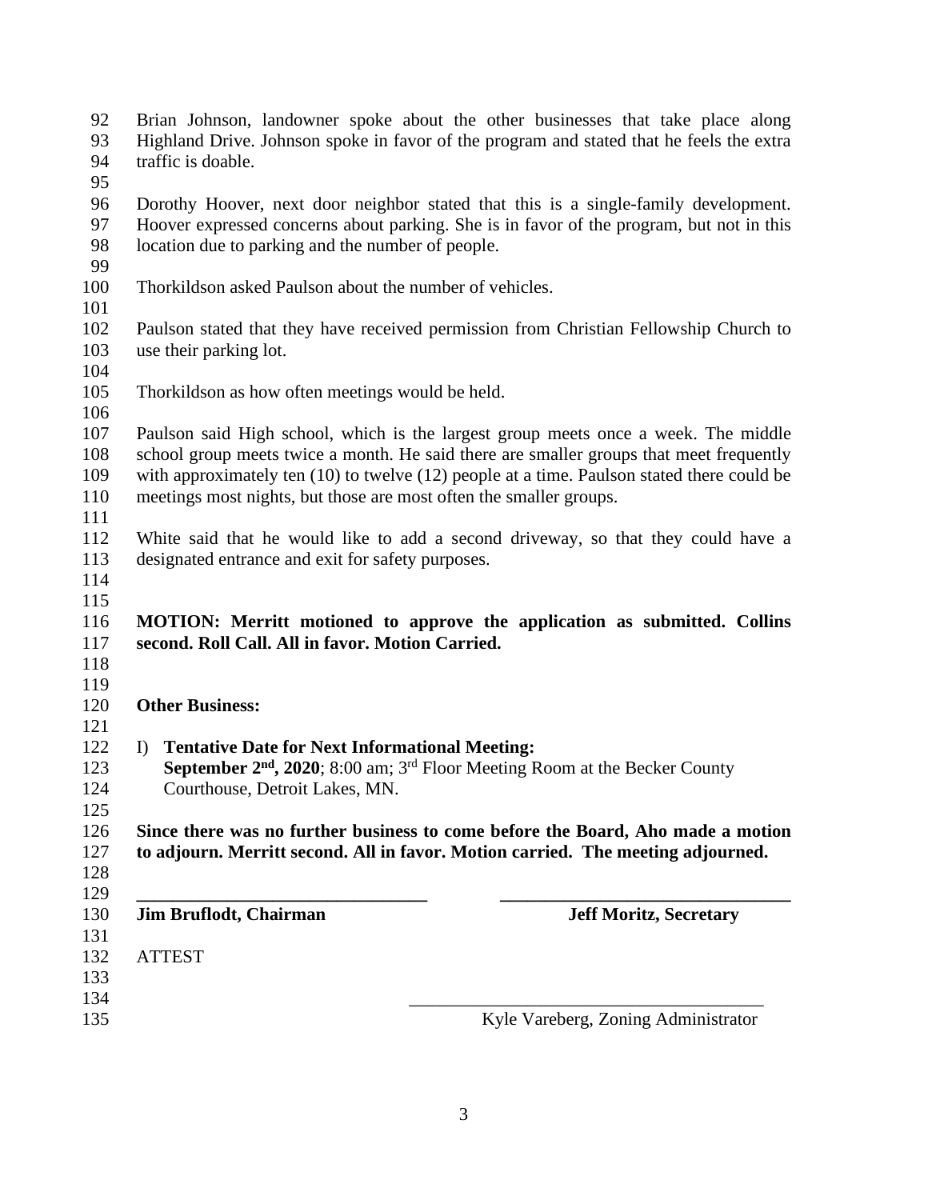Brian Johnson, landowner spoke about the other businesses that take place along Highland Drive. Johnson spoke in favor of the program and stated that he feels the extra traffic is doable.

Dorothy Hoover, next door neighbor stated that this is a single-family development. Hoover expressed concerns about parking. She is in favor of the program, but not in this location due to parking and the number of people.

Thorkildson asked Paulson about the number of vehicles.

Paulson stated that they have received permission from Christian Fellowship Church to use their parking lot.

Thorkildson as how often meetings would be held.

Paulson said High school, which is the largest group meets once a week. The middle school group meets twice a month. He said there are smaller groups that meet frequently with approximately ten (10) to twelve (12) people at a time. Paulson stated there could be meetings most nights, but those are most often the smaller groups.

White said that he would like to add a second driveway, so that they could have a designated entrance and exit for safety purposes.

**MOTION: Merritt motioned to approve the application as submitted. Collins second. Roll Call. All in favor. Motion Carried.**

**Other Business:**

I) **Tentative Date for Next Informational Meeting:**
**September 2nd, 2020**; 8:00 am; 3rd Floor Meeting Room at the Becker County Courthouse, Detroit Lakes, MN.

**Since there was no further business to come before the Board, Aho made a motion to adjourn. Merritt second. All in favor. Motion carried. The meeting adjourned.**

\_\_\_\_\_\_\_\_\_\_\_\_\_\_\_\_\_\_\_\_\_\_\_\_\_\_\_\_\_\_ \_\_\_\_\_\_\_\_\_\_\_\_\_\_\_\_\_\_\_\_\_\_\_\_\_\_\_\_\_\_

**Jim Bruflodt, Chairman** **Jeff Moritz, Secretary**

ATTEST

\_\_\_\_\_\_\_\_\_\_\_\_\_\_\_\_\_\_\_\_\_\_\_\_\_\_\_\_\_\_\_\_\_\_\_\_

Kyle Vareberg, Zoning Administrator